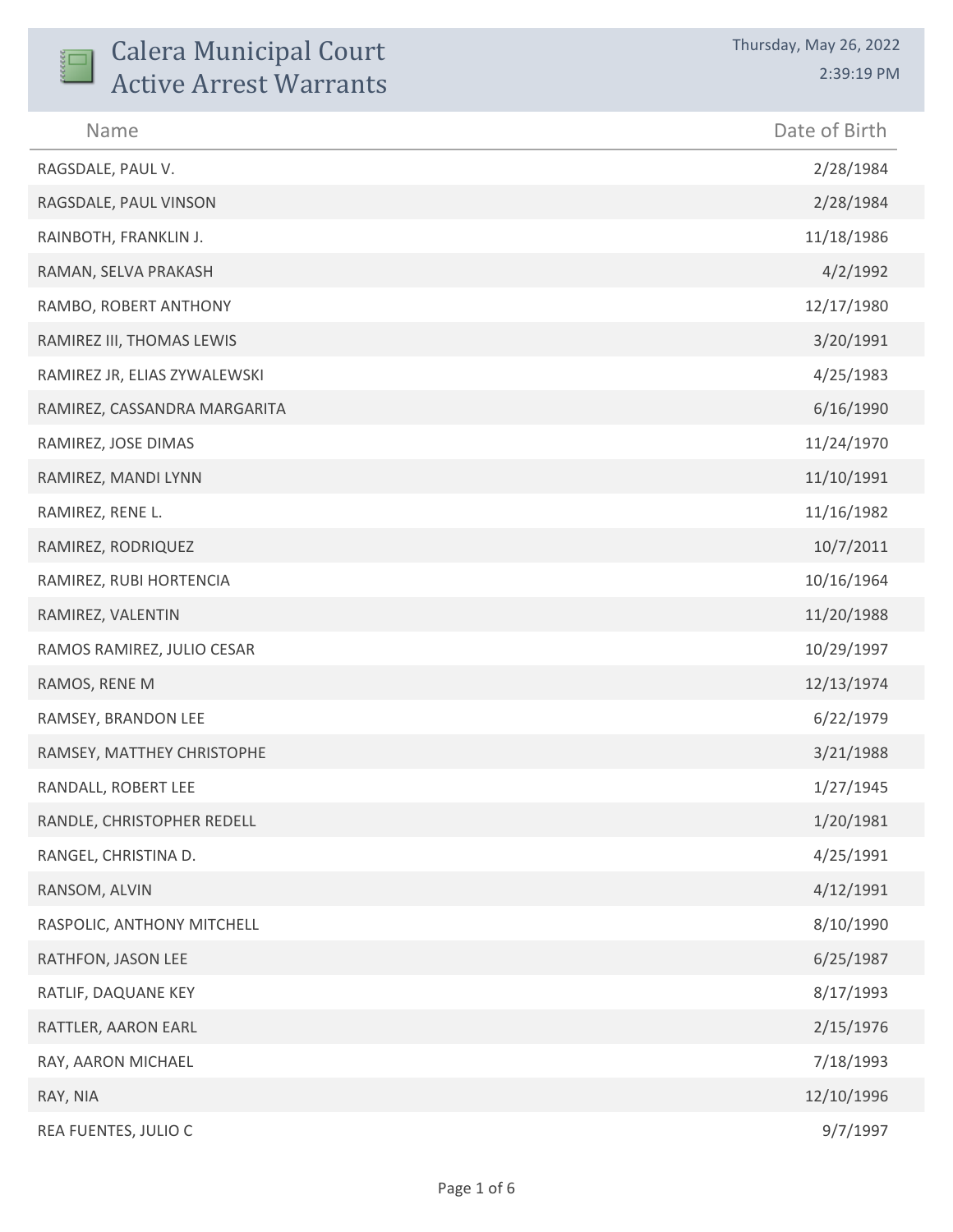# Calera Municipal Court Active Arrest Warrants

Thursday, May 26, 2022
2:39:19 PM

| Name | Date of Birth |
|---|---|
| RAGSDALE, PAUL V. | 2/28/1984 |
| RAGSDALE, PAUL VINSON | 2/28/1984 |
| RAINBOTH, FRANKLIN J. | 11/18/1986 |
| RAMAN, SELVA PRAKASH | 4/2/1992 |
| RAMBO, ROBERT ANTHONY | 12/17/1980 |
| RAMIREZ III, THOMAS LEWIS | 3/20/1991 |
| RAMIREZ JR, ELIAS ZYWALEWSKI | 4/25/1983 |
| RAMIREZ, CASSANDRA MARGARITA | 6/16/1990 |
| RAMIREZ, JOSE DIMAS | 11/24/1970 |
| RAMIREZ, MANDI LYNN | 11/10/1991 |
| RAMIREZ, RENE L. | 11/16/1982 |
| RAMIREZ, RODRIQUEZ | 10/7/2011 |
| RAMIREZ, RUBI HORTENCIA | 10/16/1964 |
| RAMIREZ, VALENTIN | 11/20/1988 |
| RAMOS RAMIREZ, JULIO CESAR | 10/29/1997 |
| RAMOS, RENE M | 12/13/1974 |
| RAMSEY, BRANDON LEE | 6/22/1979 |
| RAMSEY, MATTHEY CHRISTOPHE | 3/21/1988 |
| RANDALL, ROBERT LEE | 1/27/1945 |
| RANDLE, CHRISTOPHER REDELL | 1/20/1981 |
| RANGEL, CHRISTINA D. | 4/25/1991 |
| RANSOM, ALVIN | 4/12/1991 |
| RASPOLIC, ANTHONY MITCHELL | 8/10/1990 |
| RATHFON, JASON LEE | 6/25/1987 |
| RATLIF, DAQUANE KEY | 8/17/1993 |
| RATTLER, AARON EARL | 2/15/1976 |
| RAY, AARON MICHAEL | 7/18/1993 |
| RAY, NIA | 12/10/1996 |
| REA FUENTES, JULIO C | 9/7/1997 |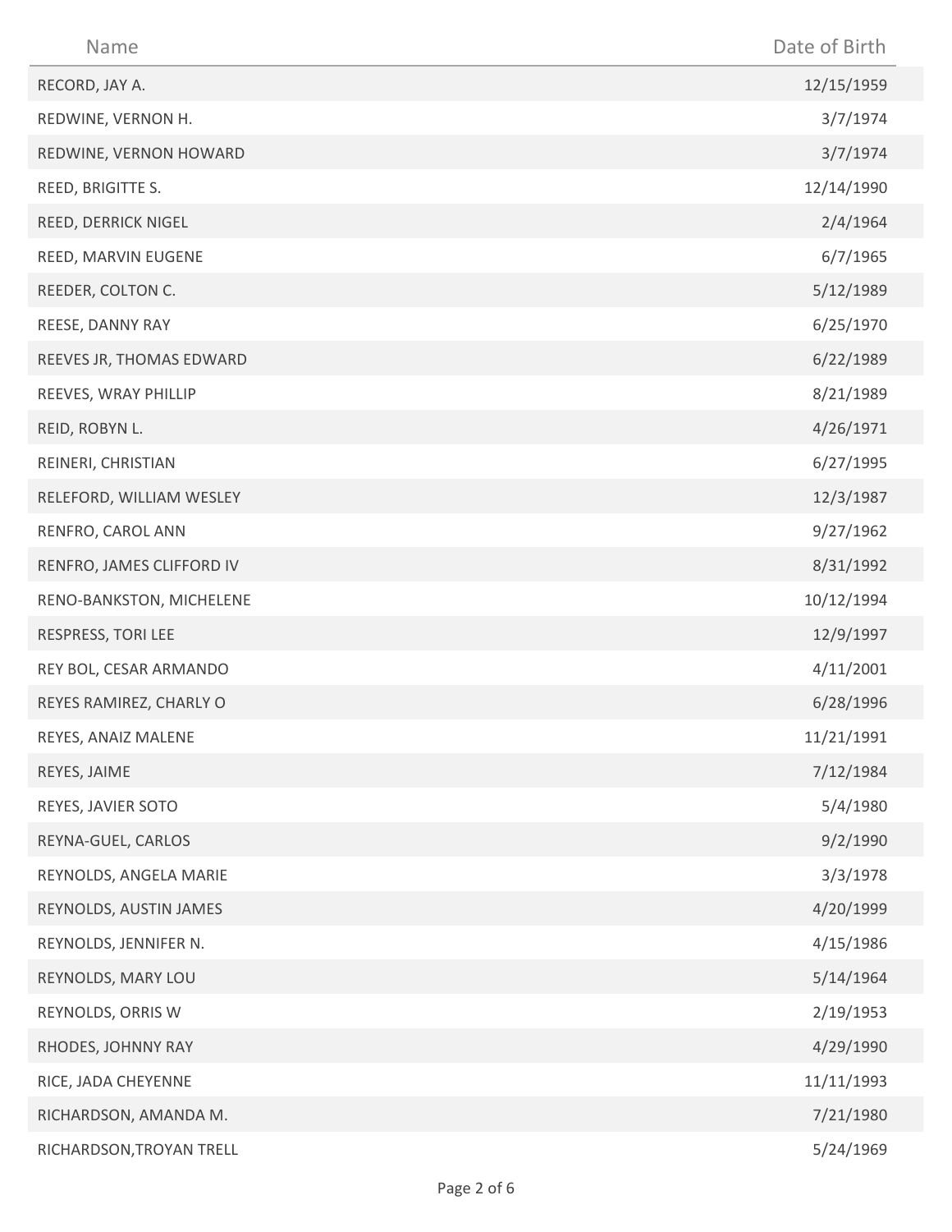| Name | Date of Birth |
| --- | --- |
| RECORD, JAY A. | 12/15/1959 |
| REDWINE, VERNON H. | 3/7/1974 |
| REDWINE, VERNON HOWARD | 3/7/1974 |
| REED, BRIGITTE S. | 12/14/1990 |
| REED, DERRICK NIGEL | 2/4/1964 |
| REED, MARVIN EUGENE | 6/7/1965 |
| REEDER, COLTON C. | 5/12/1989 |
| REESE, DANNY RAY | 6/25/1970 |
| REEVES JR, THOMAS EDWARD | 6/22/1989 |
| REEVES, WRAY PHILLIP | 8/21/1989 |
| REID, ROBYN L. | 4/26/1971 |
| REINERI, CHRISTIAN | 6/27/1995 |
| RELEFORD, WILLIAM WESLEY | 12/3/1987 |
| RENFRO, CAROL ANN | 9/27/1962 |
| RENFRO, JAMES CLIFFORD IV | 8/31/1992 |
| RENO-BANKSTON, MICHELENE | 10/12/1994 |
| RESPRESS, TORI LEE | 12/9/1997 |
| REY BOL, CESAR ARMANDO | 4/11/2001 |
| REYES RAMIREZ, CHARLY O | 6/28/1996 |
| REYES, ANAIZ MALENE | 11/21/1991 |
| REYES, JAIME | 7/12/1984 |
| REYES, JAVIER SOTO | 5/4/1980 |
| REYNA-GUEL, CARLOS | 9/2/1990 |
| REYNOLDS, ANGELA MARIE | 3/3/1978 |
| REYNOLDS, AUSTIN JAMES | 4/20/1999 |
| REYNOLDS, JENNIFER N. | 4/15/1986 |
| REYNOLDS, MARY LOU | 5/14/1964 |
| REYNOLDS, ORRIS W | 2/19/1953 |
| RHODES, JOHNNY RAY | 4/29/1990 |
| RICE, JADA CHEYENNE | 11/11/1993 |
| RICHARDSON, AMANDA M. | 7/21/1980 |
| RICHARDSON,TROYAN TRELL | 5/24/1969 |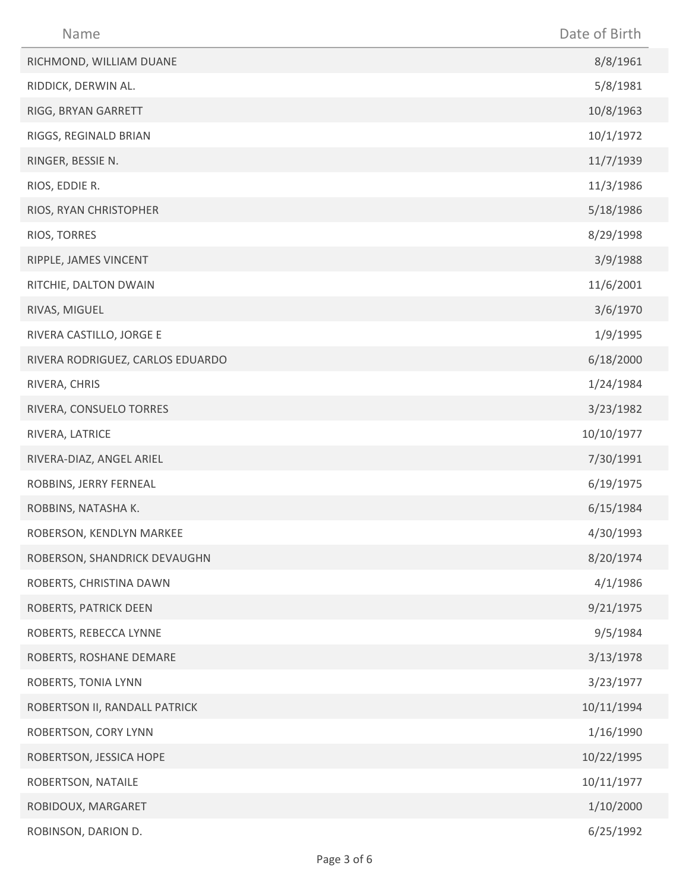| Name | Date of Birth |
| --- | --- |
| RICHMOND, WILLIAM DUANE | 8/8/1961 |
| RIDDICK, DERWIN AL. | 5/8/1981 |
| RIGG, BRYAN GARRETT | 10/8/1963 |
| RIGGS, REGINALD BRIAN | 10/1/1972 |
| RINGER, BESSIE N. | 11/7/1939 |
| RIOS, EDDIE R. | 11/3/1986 |
| RIOS, RYAN CHRISTOPHER | 5/18/1986 |
| RIOS, TORRES | 8/29/1998 |
| RIPPLE, JAMES VINCENT | 3/9/1988 |
| RITCHIE, DALTON DWAIN | 11/6/2001 |
| RIVAS, MIGUEL | 3/6/1970 |
| RIVERA CASTILLO, JORGE E | 1/9/1995 |
| RIVERA RODRIGUEZ, CARLOS EDUARDO | 6/18/2000 |
| RIVERA, CHRIS | 1/24/1984 |
| RIVERA, CONSUELO TORRES | 3/23/1982 |
| RIVERA, LATRICE | 10/10/1977 |
| RIVERA-DIAZ, ANGEL ARIEL | 7/30/1991 |
| ROBBINS, JERRY FERNEAL | 6/19/1975 |
| ROBBINS, NATASHA K. | 6/15/1984 |
| ROBERSON, KENDLYN MARKEE | 4/30/1993 |
| ROBERSON, SHANDRICK DEVAUGHN | 8/20/1974 |
| ROBERTS, CHRISTINA DAWN | 4/1/1986 |
| ROBERTS, PATRICK DEEN | 9/21/1975 |
| ROBERTS, REBECCA LYNNE | 9/5/1984 |
| ROBERTS, ROSHANE DEMARE | 3/13/1978 |
| ROBERTS, TONIA LYNN | 3/23/1977 |
| ROBERTSON II, RANDALL PATRICK | 10/11/1994 |
| ROBERTSON, CORY LYNN | 1/16/1990 |
| ROBERTSON, JESSICA HOPE | 10/22/1995 |
| ROBERTSON, NATAILE | 10/11/1977 |
| ROBIDOUX, MARGARET | 1/10/2000 |
| ROBINSON, DARION D. | 6/25/1992 |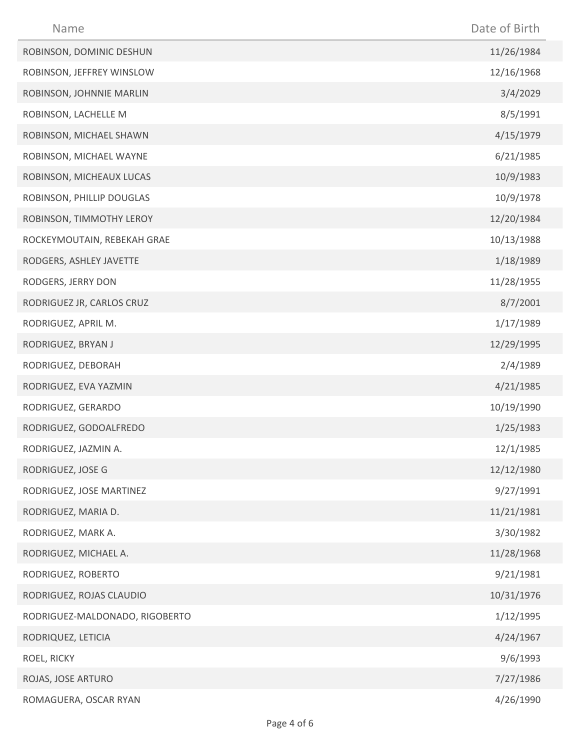| Name | Date of Birth |
| --- | --- |
| ROBINSON, DOMINIC DESHUN | 11/26/1984 |
| ROBINSON, JEFFREY WINSLOW | 12/16/1968 |
| ROBINSON, JOHNNIE MARLIN | 3/4/2029 |
| ROBINSON, LACHELLE M | 8/5/1991 |
| ROBINSON, MICHAEL SHAWN | 4/15/1979 |
| ROBINSON, MICHAEL WAYNE | 6/21/1985 |
| ROBINSON, MICHEAUX LUCAS | 10/9/1983 |
| ROBINSON, PHILLIP DOUGLAS | 10/9/1978 |
| ROBINSON, TIMMOTHY LEROY | 12/20/1984 |
| ROCKEYMOUTAIN, REBEKAH GRAE | 10/13/1988 |
| RODGERS, ASHLEY JAVETTE | 1/18/1989 |
| RODGERS, JERRY DON | 11/28/1955 |
| RODRIGUEZ JR, CARLOS CRUZ | 8/7/2001 |
| RODRIGUEZ, APRIL M. | 1/17/1989 |
| RODRIGUEZ, BRYAN J | 12/29/1995 |
| RODRIGUEZ, DEBORAH | 2/4/1989 |
| RODRIGUEZ, EVA YAZMIN | 4/21/1985 |
| RODRIGUEZ, GERARDO | 10/19/1990 |
| RODRIGUEZ, GODOALFREDO | 1/25/1983 |
| RODRIGUEZ, JAZMIN A. | 12/1/1985 |
| RODRIGUEZ, JOSE G | 12/12/1980 |
| RODRIGUEZ, JOSE MARTINEZ | 9/27/1991 |
| RODRIGUEZ, MARIA D. | 11/21/1981 |
| RODRIGUEZ, MARK A. | 3/30/1982 |
| RODRIGUEZ, MICHAEL A. | 11/28/1968 |
| RODRIGUEZ, ROBERTO | 9/21/1981 |
| RODRIGUEZ, ROJAS CLAUDIO | 10/31/1976 |
| RODRIGUEZ-MALDONADO, RIGOBERTO | 1/12/1995 |
| RODRIQUEZ, LETICIA | 4/24/1967 |
| ROEL, RICKY | 9/6/1993 |
| ROJAS, JOSE ARTURO | 7/27/1986 |
| ROMAGUERA, OSCAR RYAN | 4/26/1990 |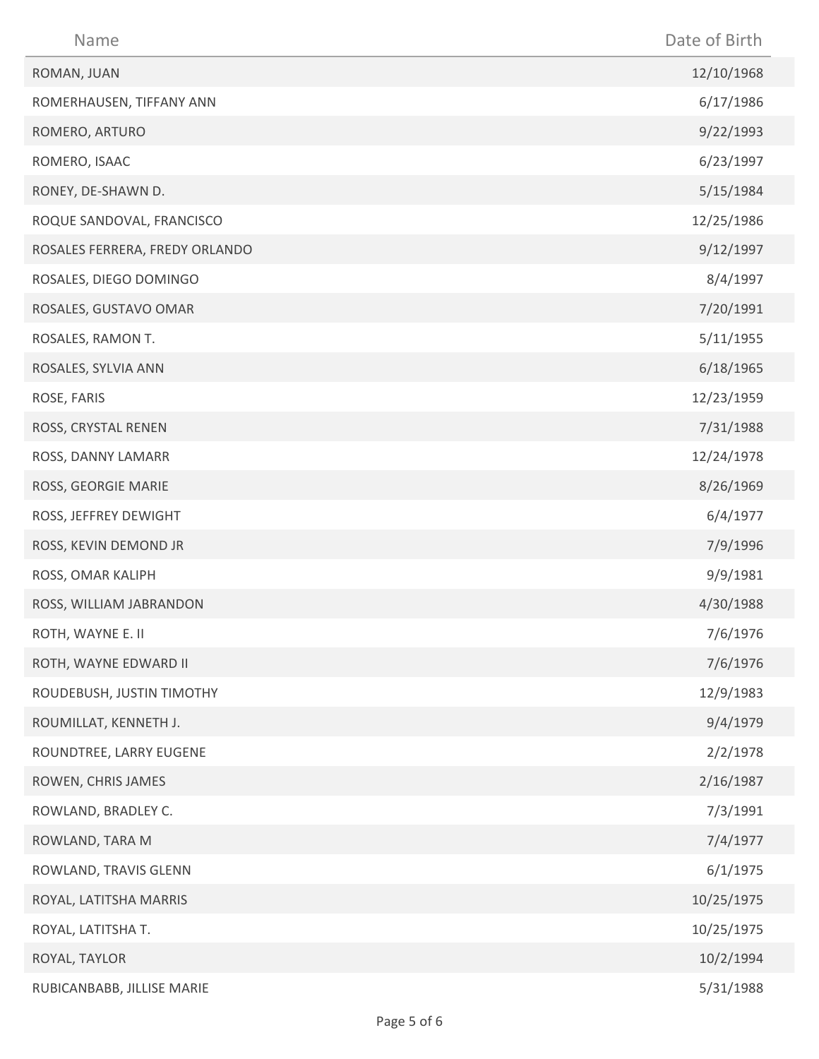| Name | Date of Birth |
| --- | --- |
| ROMAN, JUAN | 12/10/1968 |
| ROMERHAUSEN, TIFFANY ANN | 6/17/1986 |
| ROMERO, ARTURO | 9/22/1993 |
| ROMERO, ISAAC | 6/23/1997 |
| RONEY, DE-SHAWN D. | 5/15/1984 |
| ROQUE SANDOVAL, FRANCISCO | 12/25/1986 |
| ROSALES FERRERA, FREDY ORLANDO | 9/12/1997 |
| ROSALES, DIEGO DOMINGO | 8/4/1997 |
| ROSALES, GUSTAVO OMAR | 7/20/1991 |
| ROSALES, RAMON T. | 5/11/1955 |
| ROSALES, SYLVIA ANN | 6/18/1965 |
| ROSE, FARIS | 12/23/1959 |
| ROSS, CRYSTAL RENEN | 7/31/1988 |
| ROSS, DANNY LAMARR | 12/24/1978 |
| ROSS, GEORGIE MARIE | 8/26/1969 |
| ROSS, JEFFREY DEWIGHT | 6/4/1977 |
| ROSS, KEVIN DEMOND JR | 7/9/1996 |
| ROSS, OMAR KALIPH | 9/9/1981 |
| ROSS, WILLIAM JABRANDON | 4/30/1988 |
| ROTH, WAYNE E. II | 7/6/1976 |
| ROTH, WAYNE EDWARD II | 7/6/1976 |
| ROUDEBUSH, JUSTIN TIMOTHY | 12/9/1983 |
| ROUMILLAT, KENNETH J. | 9/4/1979 |
| ROUNDTREE, LARRY EUGENE | 2/2/1978 |
| ROWEN, CHRIS JAMES | 2/16/1987 |
| ROWLAND, BRADLEY C. | 7/3/1991 |
| ROWLAND, TARA M | 7/4/1977 |
| ROWLAND, TRAVIS GLENN | 6/1/1975 |
| ROYAL, LATITSHA MARRIS | 10/25/1975 |
| ROYAL, LATITSHA T. | 10/25/1975 |
| ROYAL, TAYLOR | 10/2/1994 |
| RUBICANBABB, JILLISE MARIE | 5/31/1988 |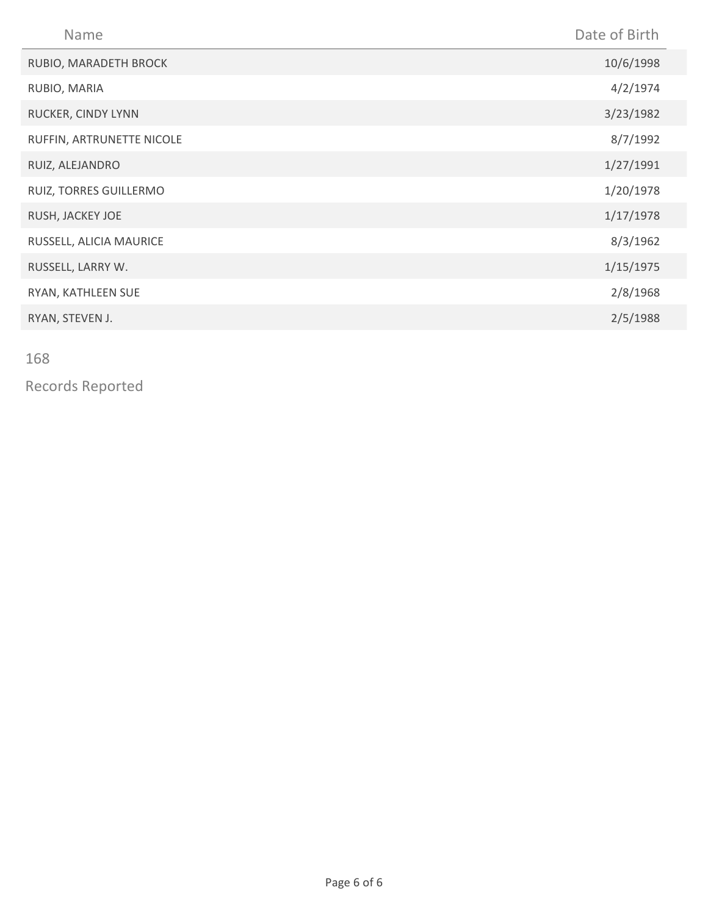| Name | Date of Birth |
| --- | --- |
| RUBIO, MARADETH BROCK | 10/6/1998 |
| RUBIO, MARIA | 4/2/1974 |
| RUCKER, CINDY LYNN | 3/23/1982 |
| RUFFIN, ARTRUNETTE NICOLE | 8/7/1992 |
| RUIZ, ALEJANDRO | 1/27/1991 |
| RUIZ, TORRES GUILLERMO | 1/20/1978 |
| RUSH, JACKEY JOE | 1/17/1978 |
| RUSSELL, ALICIA MAURICE | 8/3/1962 |
| RUSSELL, LARRY W. | 1/15/1975 |
| RYAN, KATHLEEN SUE | 2/8/1968 |
| RYAN, STEVEN J. | 2/5/1988 |

168

Records Reported